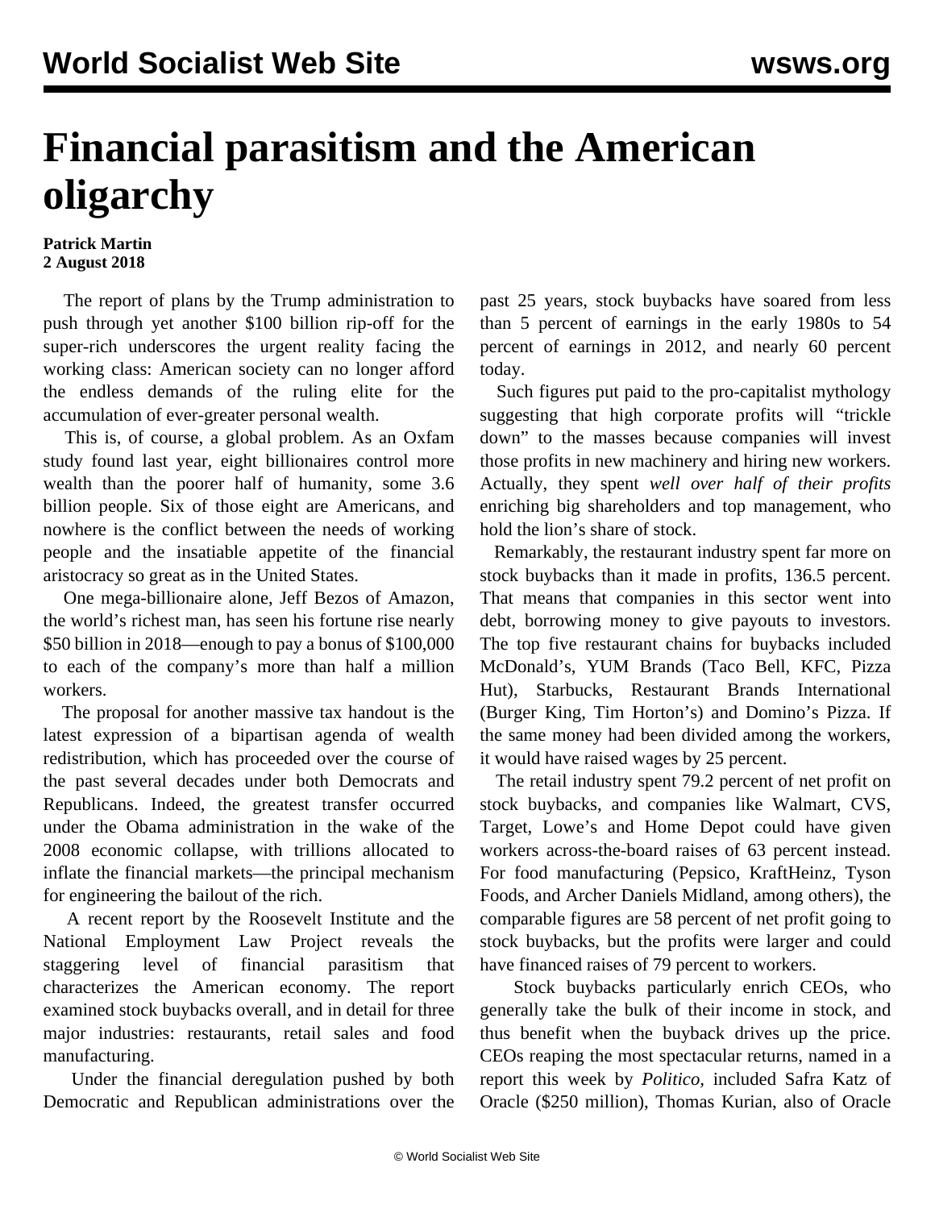# Financial parasitism and the American oligarchy

**Patrick Martin**
**2 August 2018**

The report of plans by the Trump administration to push through yet another $100 billion rip-off for the super-rich underscores the urgent reality facing the working class: American society can no longer afford the endless demands of the ruling elite for the accumulation of ever-greater personal wealth.

This is, of course, a global problem. As an Oxfam study found last year, eight billionaires control more wealth than the poorer half of humanity, some 3.6 billion people. Six of those eight are Americans, and nowhere is the conflict between the needs of working people and the insatiable appetite of the financial aristocracy so great as in the United States.

One mega-billionaire alone, Jeff Bezos of Amazon, the world's richest man, has seen his fortune rise nearly $50 billion in 2018—enough to pay a bonus of $100,000 to each of the company's more than half a million workers.

The proposal for another massive tax handout is the latest expression of a bipartisan agenda of wealth redistribution, which has proceeded over the course of the past several decades under both Democrats and Republicans. Indeed, the greatest transfer occurred under the Obama administration in the wake of the 2008 economic collapse, with trillions allocated to inflate the financial markets—the principal mechanism for engineering the bailout of the rich.

A recent report by the Roosevelt Institute and the National Employment Law Project reveals the staggering level of financial parasitism that characterizes the American economy. The report examined stock buybacks overall, and in detail for three major industries: restaurants, retail sales and food manufacturing.

Under the financial deregulation pushed by both Democratic and Republican administrations over the past 25 years, stock buybacks have soared from less than 5 percent of earnings in the early 1980s to 54 percent of earnings in 2012, and nearly 60 percent today.

Such figures put paid to the pro-capitalist mythology suggesting that high corporate profits will "trickle down" to the masses because companies will invest those profits in new machinery and hiring new workers. Actually, they spent *well over half of their profits* enriching big shareholders and top management, who hold the lion's share of stock.

Remarkably, the restaurant industry spent far more on stock buybacks than it made in profits, 136.5 percent. That means that companies in this sector went into debt, borrowing money to give payouts to investors. The top five restaurant chains for buybacks included McDonald's, YUM Brands (Taco Bell, KFC, Pizza Hut), Starbucks, Restaurant Brands International (Burger King, Tim Horton's) and Domino's Pizza. If the same money had been divided among the workers, it would have raised wages by 25 percent.

The retail industry spent 79.2 percent of net profit on stock buybacks, and companies like Walmart, CVS, Target, Lowe's and Home Depot could have given workers across-the-board raises of 63 percent instead. For food manufacturing (Pepsico, KraftHeinz, Tyson Foods, and Archer Daniels Midland, among others), the comparable figures are 58 percent of net profit going to stock buybacks, but the profits were larger and could have financed raises of 79 percent to workers.

Stock buybacks particularly enrich CEOs, who generally take the bulk of their income in stock, and thus benefit when the buyback drives up the price. CEOs reaping the most spectacular returns, named in a report this week by *Politico*, included Safra Katz of Oracle ($250 million), Thomas Kurian, also of Oracle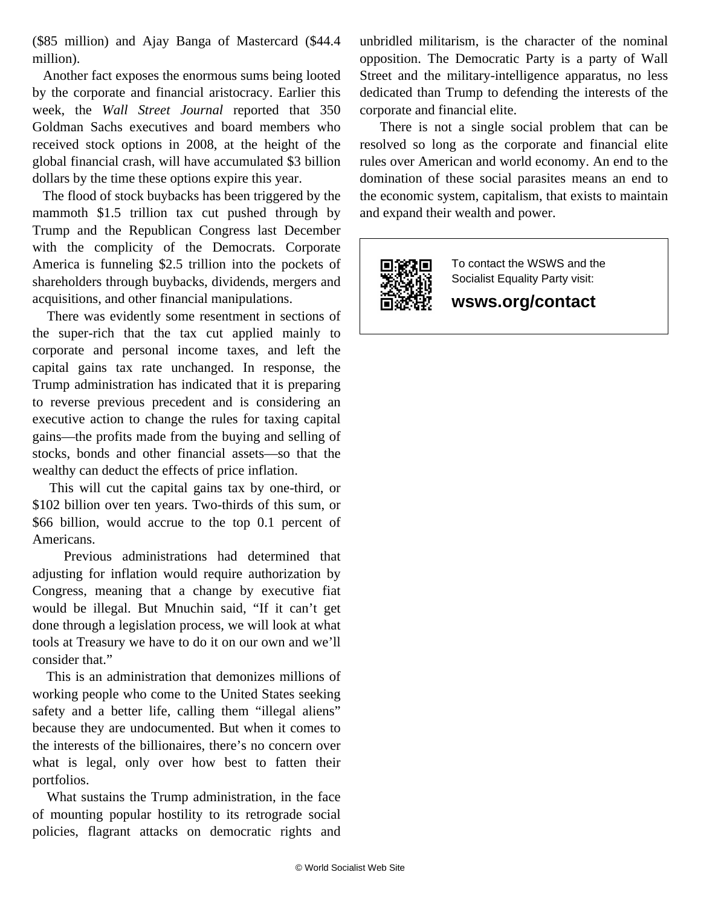($85 million) and Ajay Banga of Mastercard ($44.4 million).

Another fact exposes the enormous sums being looted by the corporate and financial aristocracy. Earlier this week, the *Wall Street Journal* reported that 350 Goldman Sachs executives and board members who received stock options in 2008, at the height of the global financial crash, will have accumulated $3 billion dollars by the time these options expire this year.

The flood of stock buybacks has been triggered by the mammoth $1.5 trillion tax cut pushed through by Trump and the Republican Congress last December with the complicity of the Democrats. Corporate America is funneling $2.5 trillion into the pockets of shareholders through buybacks, dividends, mergers and acquisitions, and other financial manipulations.

There was evidently some resentment in sections of the super-rich that the tax cut applied mainly to corporate and personal income taxes, and left the capital gains tax rate unchanged. In response, the Trump administration has indicated that it is preparing to reverse previous precedent and is considering an executive action to change the rules for taxing capital gains—the profits made from the buying and selling of stocks, bonds and other financial assets—so that the wealthy can deduct the effects of price inflation.

This will cut the capital gains tax by one-third, or $102 billion over ten years. Two-thirds of this sum, or $66 billion, would accrue to the top 0.1 percent of Americans.

Previous administrations had determined that adjusting for inflation would require authorization by Congress, meaning that a change by executive fiat would be illegal. But Mnuchin said, "If it can't get done through a legislation process, we will look at what tools at Treasury we have to do it on our own and we'll consider that."

This is an administration that demonizes millions of working people who come to the United States seeking safety and a better life, calling them "illegal aliens" because they are undocumented. But when it comes to the interests of the billionaires, there's no concern over what is legal, only over how best to fatten their portfolios.

What sustains the Trump administration, in the face of mounting popular hostility to its retrograde social policies, flagrant attacks on democratic rights and unbridled militarism, is the character of the nominal opposition. The Democratic Party is a party of Wall Street and the military-intelligence apparatus, no less dedicated than Trump to defending the interests of the corporate and financial elite.

There is not a single social problem that can be resolved so long as the corporate and financial elite rules over American and world economy. An end to the domination of these social parasites means an end to the economic system, capitalism, that exists to maintain and expand their wealth and power.

To contact the WSWS and the Socialist Equality Party visit:

**wsws.org/contact**